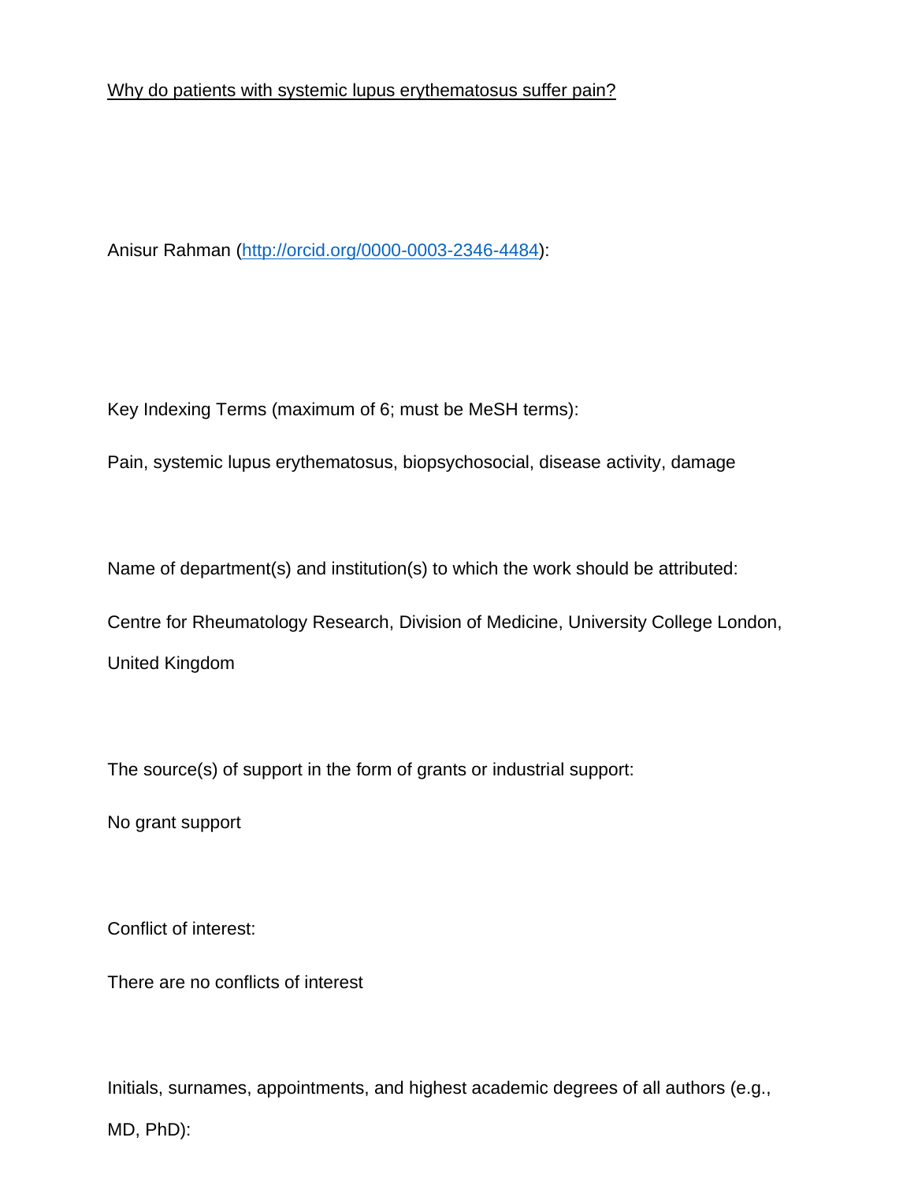# Why do patients with systemic lupus erythematosus suffer pain?

Anisur Rahman (http://orcid.org/0000-0003-2346-4484):

Key Indexing Terms (maximum of 6; must be MeSH terms):

Pain, systemic lupus erythematosus, biopsychosocial, disease activity, damage

Name of department(s) and institution(s) to which the work should be attributed:

Centre for Rheumatology Research, Division of Medicine, University College London, United Kingdom

The source(s) of support in the form of grants or industrial support:

No grant support

Conflict of interest:

There are no conflicts of interest

Initials, surnames, appointments, and highest academic degrees of all authors (e.g., MD, PhD):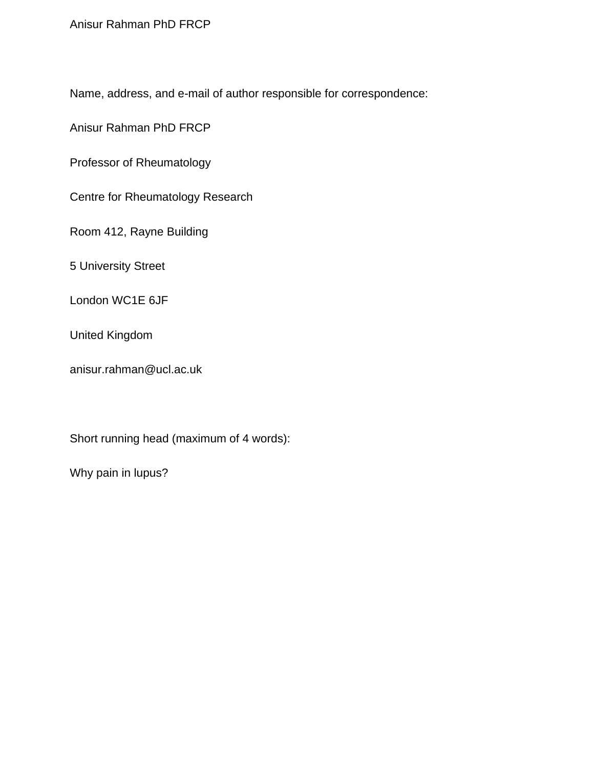Anisur Rahman PhD FRCP

Name, address, and e-mail of author responsible for correspondence:

Anisur Rahman PhD FRCP

Professor of Rheumatology

Centre for Rheumatology Research

Room 412, Rayne Building

5 University Street

London WC1E 6JF

United Kingdom

anisur.rahman@ucl.ac.uk

Short running head (maximum of 4 words):

Why pain in lupus?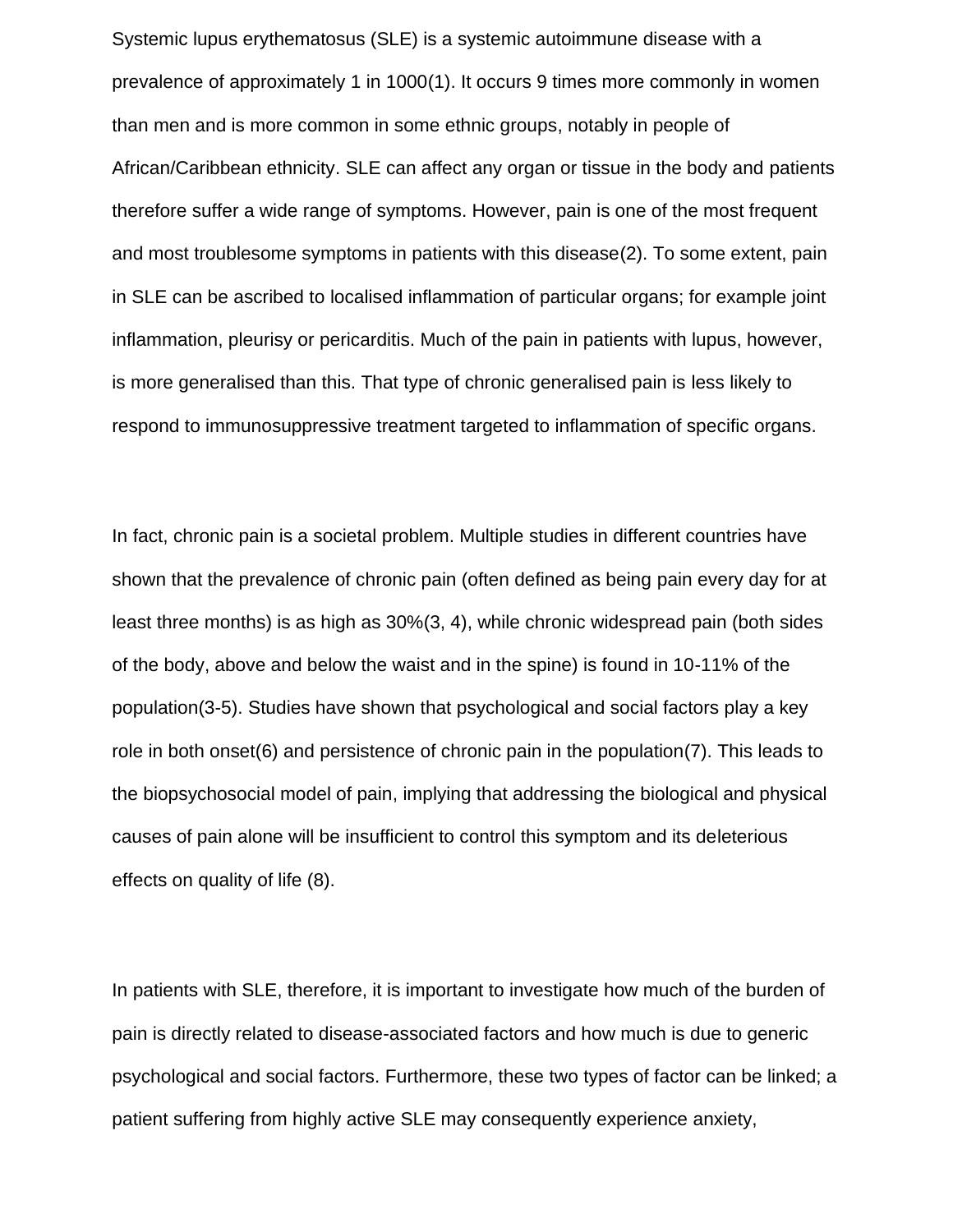Systemic lupus erythematosus (SLE) is a systemic autoimmune disease with a prevalence of approximately 1 in 1000(1). It occurs 9 times more commonly in women than men and is more common in some ethnic groups, notably in people of African/Caribbean ethnicity. SLE can affect any organ or tissue in the body and patients therefore suffer a wide range of symptoms. However, pain is one of the most frequent and most troublesome symptoms in patients with this disease(2). To some extent, pain in SLE can be ascribed to localised inflammation of particular organs; for example joint inflammation, pleurisy or pericarditis. Much of the pain in patients with lupus, however, is more generalised than this. That type of chronic generalised pain is less likely to respond to immunosuppressive treatment targeted to inflammation of specific organs.

In fact, chronic pain is a societal problem. Multiple studies in different countries have shown that the prevalence of chronic pain (often defined as being pain every day for at least three months) is as high as 30%(3, 4), while chronic widespread pain (both sides of the body, above and below the waist and in the spine) is found in 10-11% of the population(3-5). Studies have shown that psychological and social factors play a key role in both onset(6) and persistence of chronic pain in the population(7). This leads to the biopsychosocial model of pain, implying that addressing the biological and physical causes of pain alone will be insufficient to control this symptom and its deleterious effects on quality of life (8).

In patients with SLE, therefore, it is important to investigate how much of the burden of pain is directly related to disease-associated factors and how much is due to generic psychological and social factors. Furthermore, these two types of factor can be linked; a patient suffering from highly active SLE may consequently experience anxiety,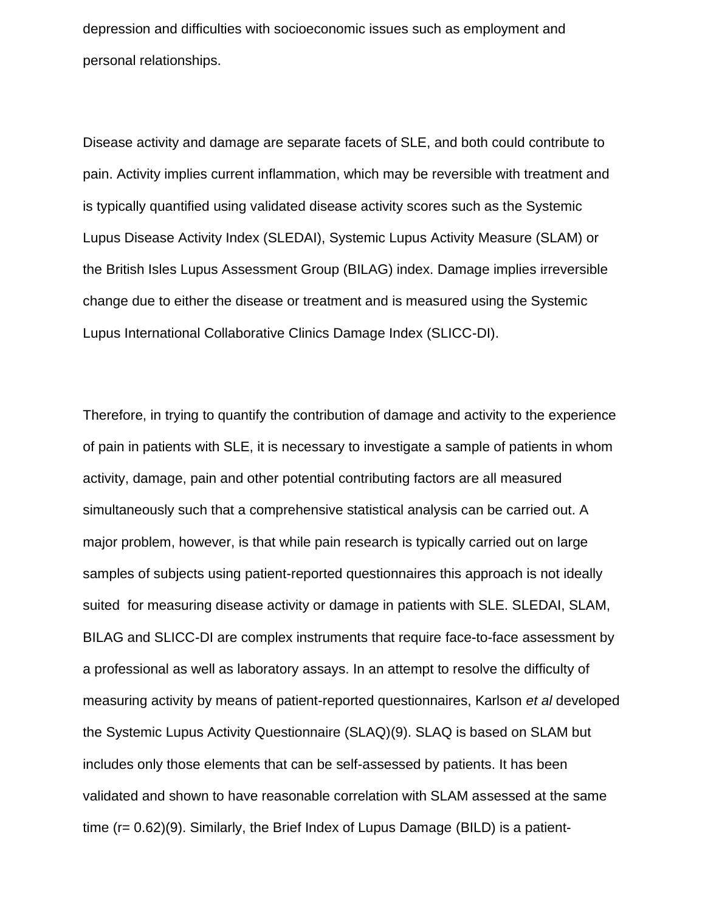depression and difficulties with socioeconomic issues such as employment and personal relationships.

Disease activity and damage are separate facets of SLE, and both could contribute to pain. Activity implies current inflammation, which may be reversible with treatment and is typically quantified using validated disease activity scores such as the Systemic Lupus Disease Activity Index (SLEDAI), Systemic Lupus Activity Measure (SLAM) or the British Isles Lupus Assessment Group (BILAG) index. Damage implies irreversible change due to either the disease or treatment and is measured using the Systemic Lupus International Collaborative Clinics Damage Index (SLICC-DI).

Therefore, in trying to quantify the contribution of damage and activity to the experience of pain in patients with SLE, it is necessary to investigate a sample of patients in whom activity, damage, pain and other potential contributing factors are all measured simultaneously such that a comprehensive statistical analysis can be carried out. A major problem, however, is that while pain research is typically carried out on large samples of subjects using patient-reported questionnaires this approach is not ideally suited for measuring disease activity or damage in patients with SLE. SLEDAI, SLAM, BILAG and SLICC-DI are complex instruments that require face-to-face assessment by a professional as well as laboratory assays. In an attempt to resolve the difficulty of measuring activity by means of patient-reported questionnaires, Karlson *et al* developed the Systemic Lupus Activity Questionnaire (SLAQ)(9). SLAQ is based on SLAM but includes only those elements that can be self-assessed by patients. It has been validated and shown to have reasonable correlation with SLAM assessed at the same time (r= 0.62)(9). Similarly, the Brief Index of Lupus Damage (BILD) is a patient-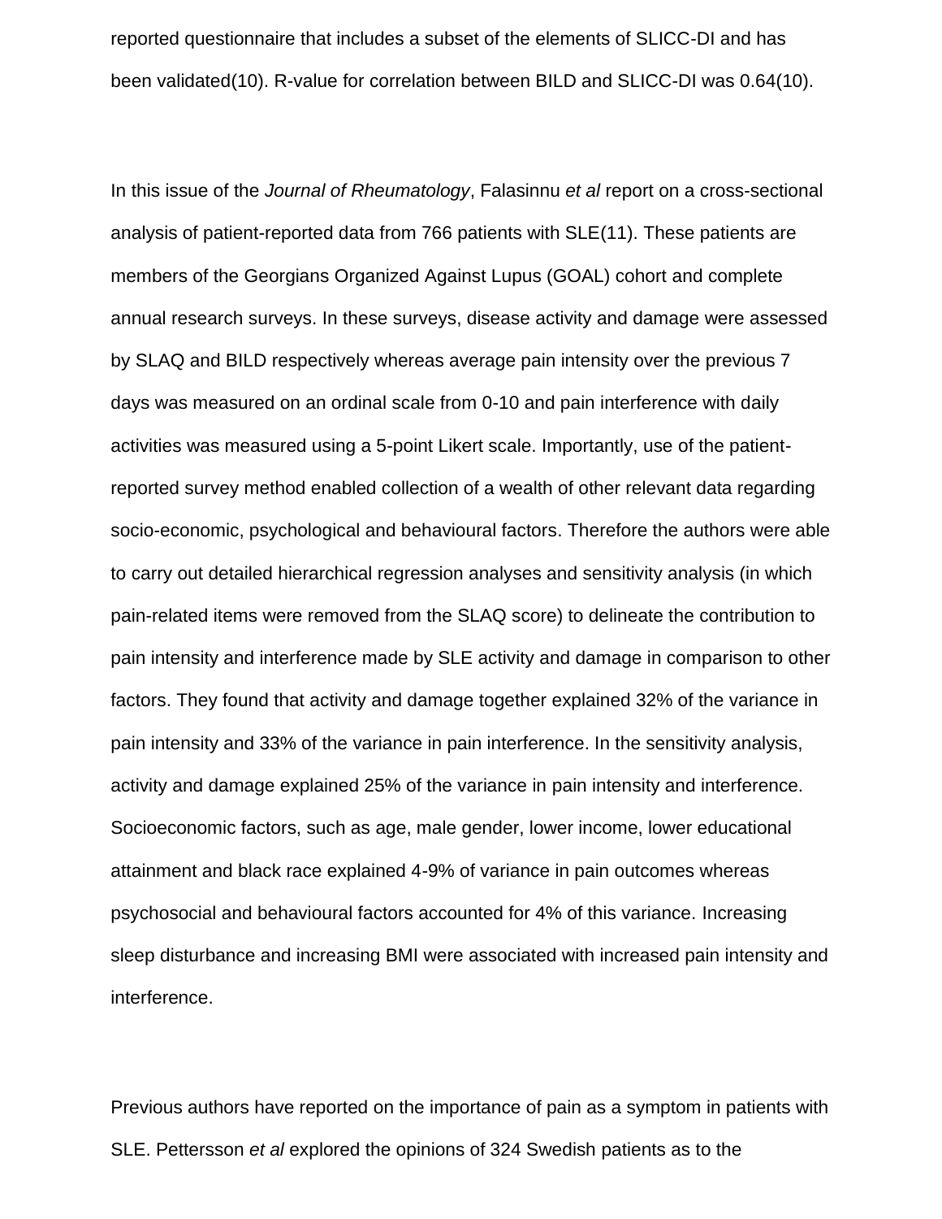reported questionnaire that includes a subset of the elements of SLICC-DI and has been validated(10). R-value for correlation between BILD and SLICC-DI was 0.64(10).

In this issue of the *Journal of Rheumatology*, Falasinnu *et al* report on a cross-sectional analysis of patient-reported data from 766 patients with SLE(11). These patients are members of the Georgians Organized Against Lupus (GOAL) cohort and complete annual research surveys. In these surveys, disease activity and damage were assessed by SLAQ and BILD respectively whereas average pain intensity over the previous 7 days was measured on an ordinal scale from 0-10 and pain interference with daily activities was measured using a 5-point Likert scale. Importantly, use of the patient-reported survey method enabled collection of a wealth of other relevant data regarding socio-economic, psychological and behavioural factors. Therefore the authors were able to carry out detailed hierarchical regression analyses and sensitivity analysis (in which pain-related items were removed from the SLAQ score) to delineate the contribution to pain intensity and interference made by SLE activity and damage in comparison to other factors. They found that activity and damage together explained 32% of the variance in pain intensity and 33% of the variance in pain interference. In the sensitivity analysis, activity and damage explained 25% of the variance in pain intensity and interference. Socioeconomic factors, such as age, male gender, lower income, lower educational attainment and black race explained 4-9% of variance in pain outcomes whereas psychosocial and behavioural factors accounted for 4% of this variance. Increasing sleep disturbance and increasing BMI were associated with increased pain intensity and interference.

Previous authors have reported on the importance of pain as a symptom in patients with SLE. Pettersson *et al* explored the opinions of 324 Swedish patients as to the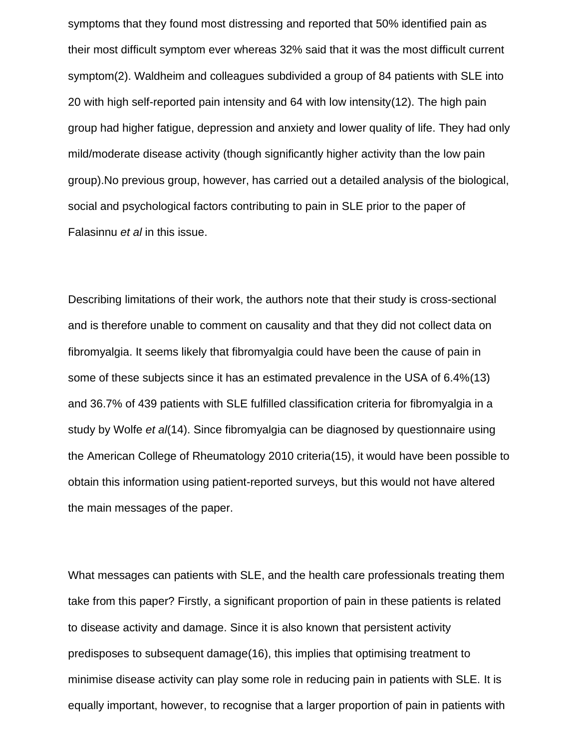symptoms that they found most distressing and reported that 50% identified pain as their most difficult symptom ever whereas 32% said that it was the most difficult current symptom(2). Waldheim and colleagues subdivided a group of 84 patients with SLE into 20 with high self-reported pain intensity and 64 with low intensity(12). The high pain group had higher fatigue, depression and anxiety and lower quality of life. They had only mild/moderate disease activity (though significantly higher activity than the low pain group).No previous group, however, has carried out a detailed analysis of the biological, social and psychological factors contributing to pain in SLE prior to the paper of Falasinnu *et al* in this issue.

Describing limitations of their work, the authors note that their study is cross-sectional and is therefore unable to comment on causality and that they did not collect data on fibromyalgia. It seems likely that fibromyalgia could have been the cause of pain in some of these subjects since it has an estimated prevalence in the USA of 6.4%(13) and 36.7% of 439 patients with SLE fulfilled classification criteria for fibromyalgia in a study by Wolfe *et al*(14). Since fibromyalgia can be diagnosed by questionnaire using the American College of Rheumatology 2010 criteria(15), it would have been possible to obtain this information using patient-reported surveys, but this would not have altered the main messages of the paper.

What messages can patients with SLE, and the health care professionals treating them take from this paper? Firstly, a significant proportion of pain in these patients is related to disease activity and damage. Since it is also known that persistent activity predisposes to subsequent damage(16), this implies that optimising treatment to minimise disease activity can play some role in reducing pain in patients with SLE. It is equally important, however, to recognise that a larger proportion of pain in patients with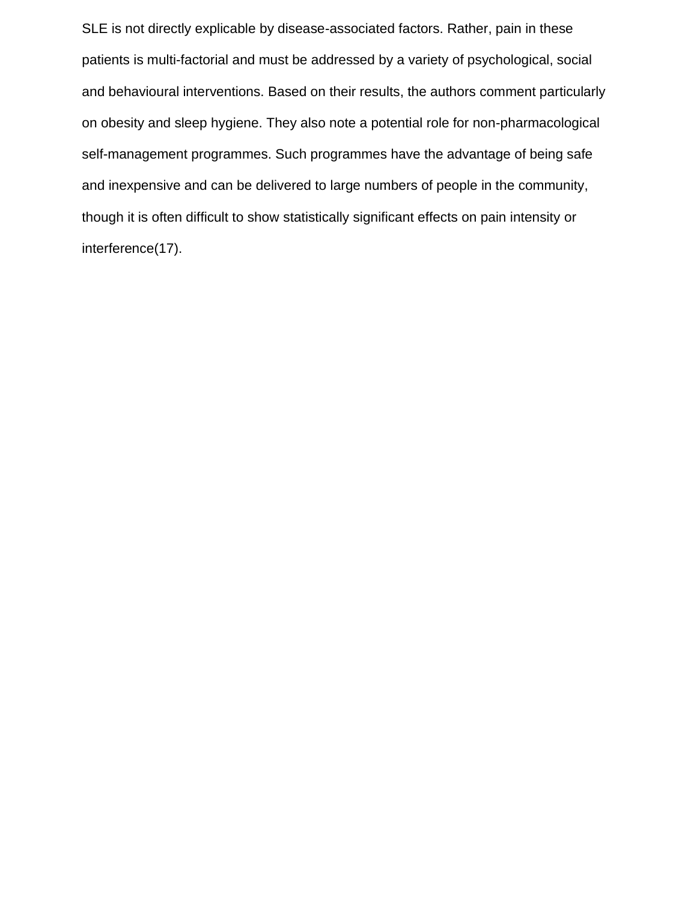SLE is not directly explicable by disease-associated factors. Rather, pain in these patients is multi-factorial and must be addressed by a variety of psychological, social and behavioural interventions. Based on their results, the authors comment particularly on obesity and sleep hygiene. They also note a potential role for non-pharmacological self-management programmes. Such programmes have the advantage of being safe and inexpensive and can be delivered to large numbers of people in the community, though it is often difficult to show statistically significant effects on pain intensity or interference(17).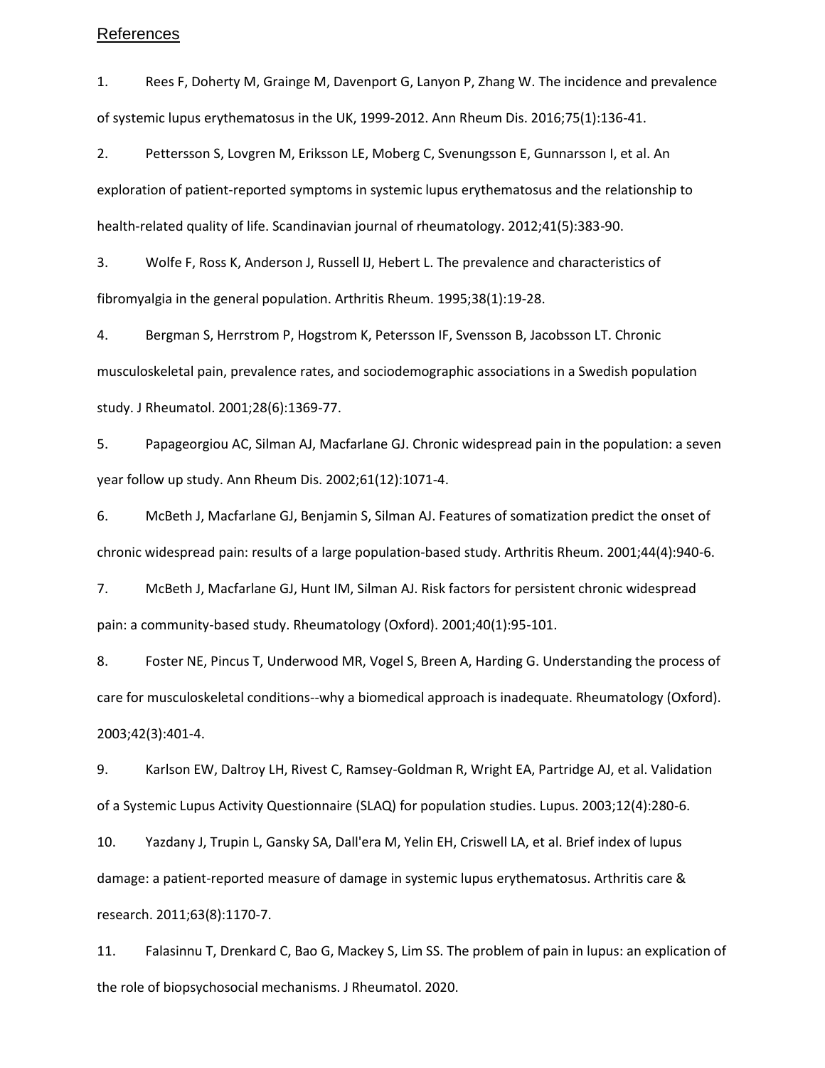## References

1. Rees F, Doherty M, Grainge M, Davenport G, Lanyon P, Zhang W. The incidence and prevalence of systemic lupus erythematosus in the UK, 1999-2012. Ann Rheum Dis. 2016;75(1):136-41.

2. Pettersson S, Lovgren M, Eriksson LE, Moberg C, Svenungsson E, Gunnarsson I, et al. An exploration of patient-reported symptoms in systemic lupus erythematosus and the relationship to health-related quality of life. Scandinavian journal of rheumatology. 2012;41(5):383-90.

3. Wolfe F, Ross K, Anderson J, Russell IJ, Hebert L. The prevalence and characteristics of fibromyalgia in the general population. Arthritis Rheum. 1995;38(1):19-28.

4. Bergman S, Herrstrom P, Hogstrom K, Petersson IF, Svensson B, Jacobsson LT. Chronic musculoskeletal pain, prevalence rates, and sociodemographic associations in a Swedish population study. J Rheumatol. 2001;28(6):1369-77.

5. Papageorgiou AC, Silman AJ, Macfarlane GJ. Chronic widespread pain in the population: a seven year follow up study. Ann Rheum Dis. 2002;61(12):1071-4.

6. McBeth J, Macfarlane GJ, Benjamin S, Silman AJ. Features of somatization predict the onset of chronic widespread pain: results of a large population-based study. Arthritis Rheum. 2001;44(4):940-6.

7. McBeth J, Macfarlane GJ, Hunt IM, Silman AJ. Risk factors for persistent chronic widespread pain: a community-based study. Rheumatology (Oxford). 2001;40(1):95-101.

8. Foster NE, Pincus T, Underwood MR, Vogel S, Breen A, Harding G. Understanding the process of care for musculoskeletal conditions--why a biomedical approach is inadequate. Rheumatology (Oxford). 2003;42(3):401-4.

9. Karlson EW, Daltroy LH, Rivest C, Ramsey-Goldman R, Wright EA, Partridge AJ, et al. Validation of a Systemic Lupus Activity Questionnaire (SLAQ) for population studies. Lupus. 2003;12(4):280-6.

10. Yazdany J, Trupin L, Gansky SA, Dall'era M, Yelin EH, Criswell LA, et al. Brief index of lupus damage: a patient-reported measure of damage in systemic lupus erythematosus. Arthritis care & research. 2011;63(8):1170-7.

11. Falasinnu T, Drenkard C, Bao G, Mackey S, Lim SS. The problem of pain in lupus: an explication of the role of biopsychosocial mechanisms. J Rheumatol. 2020.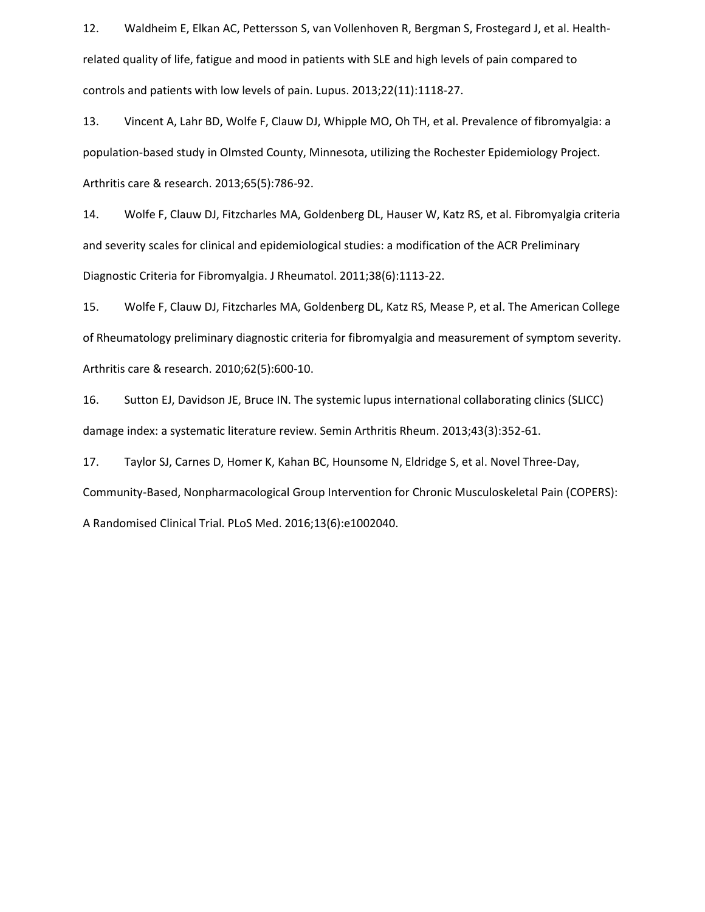12. Waldheim E, Elkan AC, Pettersson S, van Vollenhoven R, Bergman S, Frostegard J, et al. Health-related quality of life, fatigue and mood in patients with SLE and high levels of pain compared to controls and patients with low levels of pain. Lupus. 2013;22(11):1118-27.

13. Vincent A, Lahr BD, Wolfe F, Clauw DJ, Whipple MO, Oh TH, et al. Prevalence of fibromyalgia: a population-based study in Olmsted County, Minnesota, utilizing the Rochester Epidemiology Project. Arthritis care & research. 2013;65(5):786-92.

14. Wolfe F, Clauw DJ, Fitzcharles MA, Goldenberg DL, Hauser W, Katz RS, et al. Fibromyalgia criteria and severity scales for clinical and epidemiological studies: a modification of the ACR Preliminary Diagnostic Criteria for Fibromyalgia. J Rheumatol. 2011;38(6):1113-22.

15. Wolfe F, Clauw DJ, Fitzcharles MA, Goldenberg DL, Katz RS, Mease P, et al. The American College of Rheumatology preliminary diagnostic criteria for fibromyalgia and measurement of symptom severity. Arthritis care & research. 2010;62(5):600-10.

16. Sutton EJ, Davidson JE, Bruce IN. The systemic lupus international collaborating clinics (SLICC) damage index: a systematic literature review. Semin Arthritis Rheum. 2013;43(3):352-61.

17. Taylor SJ, Carnes D, Homer K, Kahan BC, Hounsome N, Eldridge S, et al. Novel Three-Day, Community-Based, Nonpharmacological Group Intervention for Chronic Musculoskeletal Pain (COPERS): A Randomised Clinical Trial. PLoS Med. 2016;13(6):e1002040.